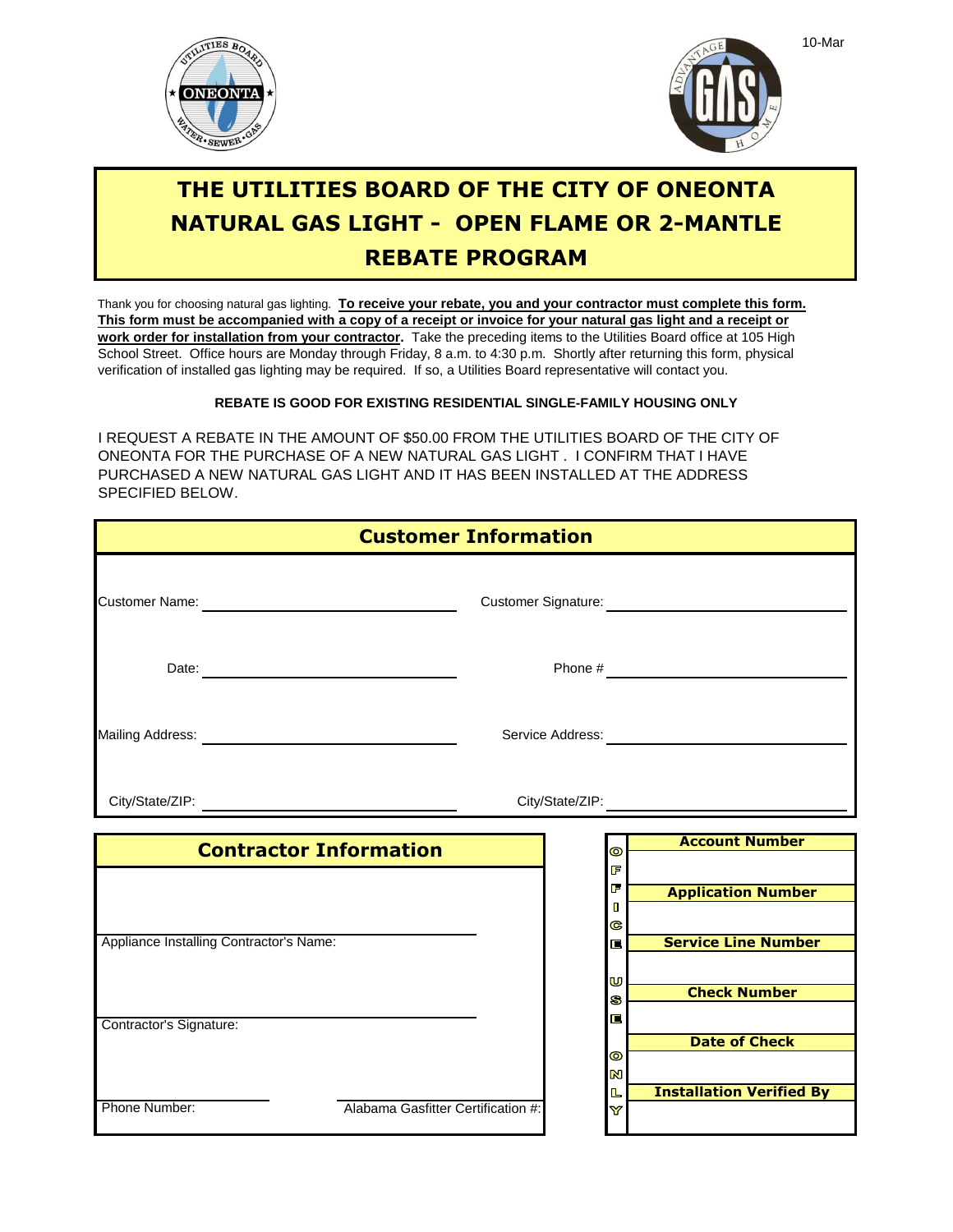10-Mar

# THE UTILITIES BOARD OF THE CITY OF ONEONTA NATURAL GAS LIGHT - OPEN FLAME OR 2-MANTLE REBATE PROGRAM

Thank you for choosing natural gas lighting. **To receive your rebate, you and your contractor must complete this form. This form must be accompanied with a copy of a receipt or invoice for your natural gas light and a receipt or work order for installation from your contractor.** Take the preceding items to the Utilities Board office at 105 High School Street. Office hours are Monday through Friday, 8 a.m. to 4:30 p.m. Shortly after returning this form, physical verification of installed gas lighting may be required. If so, a Utilities Board representative will contact you.

**REBATE IS GOOD FOR EXISTING RESIDENTIAL SINGLE-FAMILY HOUSING ONLY**

I REQUEST A REBATE IN THE AMOUNT OF $50.00 FROM THE UTILITIES BOARD OF THE CITY OF ONEONTA FOR THE PURCHASE OF A NEW NATURAL GAS LIGHT . I CONFIRM THAT I HAVE PURCHASED A NEW NATURAL GAS LIGHT AND IT HAS BEEN INSTALLED AT THE ADDRESS SPECIFIED BELOW.

## Customer Information

| | | | |
|---|---|---|---|
| Customer Name: | | Customer Signature: | |
| Date: | | Phone # | |
| Mailing Address: | | Service Address: | |
| City/State/ZIP: | | City/State/ZIP: | |

## Contractor Information

Appliance Installing Contractor's Name: ______________________

Contractor's Signature: ______________________

Phone Number: ______________ Alabama Gasfitter Certification #: ______________

## OFFICE USE ONLY

| |
|---|
| **Account Number** |
| |
| **Application Number** |
| |
| **Service Line Number** |
| |
| **Check Number** |
| |
| **Date of Check** |
| |
| **Installation Verified By** |
| |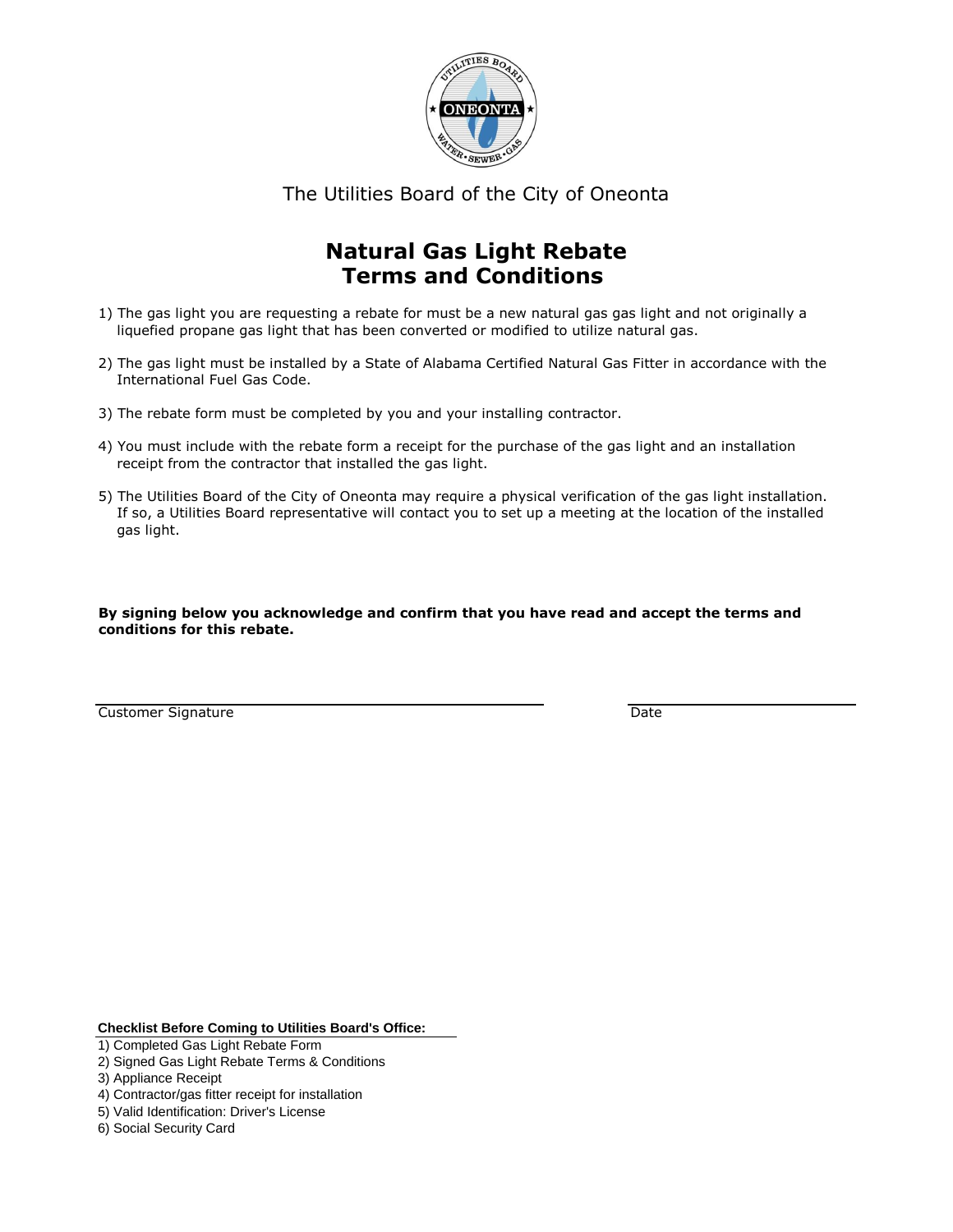The Utilities Board of the City of Oneonta

# Natural Gas Light Rebate
# Terms and Conditions

1) The gas light you are requesting a rebate for must be a new natural gas gas light and not originally a liquefied propane gas light that has been converted or modified to utilize natural gas.

2) The gas light must be installed by a State of Alabama Certified Natural Gas Fitter in accordance with the International Fuel Gas Code.

3) The rebate form must be completed by you and your installing contractor.

4) You must include with the rebate form a receipt for the purchase of the gas light and an installation receipt from the contractor that installed the gas light.

5) The Utilities Board of the City of Oneonta may require a physical verification of the gas light installation. If so, a Utilities Board representative will contact you to set up a meeting at the location of the installed gas light.

**By signing below you acknowledge and confirm that you have read and accept the terms and conditions for this rebate.**

Customer Signature ______________________________ Date ______________

**Checklist Before Coming to Utilities Board's Office:**

1) Completed Gas Light Rebate Form
2) Signed Gas Light Rebate Terms & Conditions
3) Appliance Receipt
4) Contractor/gas fitter receipt for installation
5) Valid Identification: Driver's License
6) Social Security Card